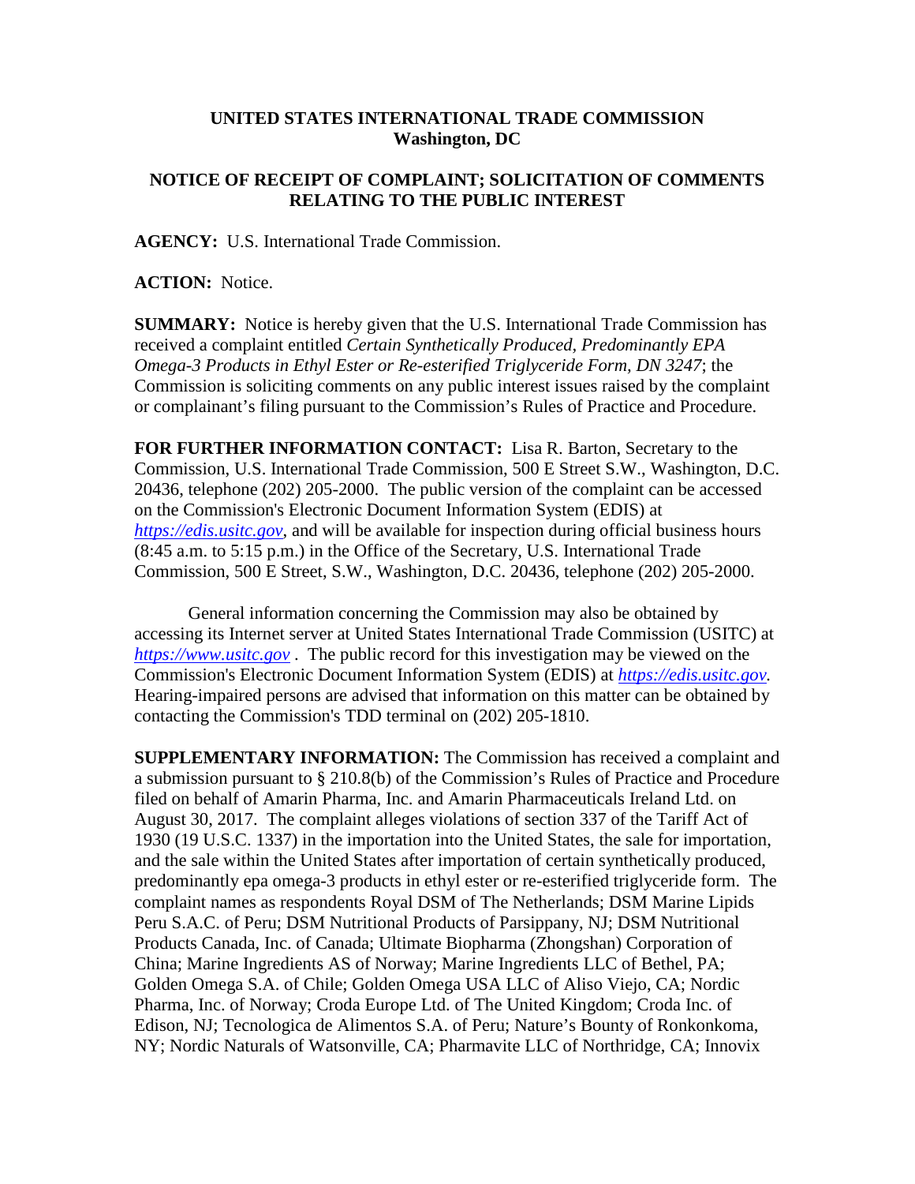**UNITED STATES INTERNATIONAL TRADE COMMISSION**
**Washington, DC**

**NOTICE OF RECEIPT OF COMPLAINT; SOLICITATION OF COMMENTS RELATING TO THE PUBLIC INTEREST**

**AGENCY:** U.S. International Trade Commission.

**ACTION:** Notice.

**SUMMARY:** Notice is hereby given that the U.S. International Trade Commission has received a complaint entitled *Certain Synthetically Produced, Predominantly EPA Omega-3 Products in Ethyl Ester or Re-esterified Triglyceride Form, DN 3247*; the Commission is soliciting comments on any public interest issues raised by the complaint or complainant's filing pursuant to the Commission's Rules of Practice and Procedure.

**FOR FURTHER INFORMATION CONTACT:** Lisa R. Barton, Secretary to the Commission, U.S. International Trade Commission, 500 E Street S.W., Washington, D.C. 20436, telephone (202) 205-2000. The public version of the complaint can be accessed on the Commission's Electronic Document Information System (EDIS) at *https://edis.usitc.gov*, and will be available for inspection during official business hours (8:45 a.m. to 5:15 p.m.) in the Office of the Secretary, U.S. International Trade Commission, 500 E Street, S.W., Washington, D.C. 20436, telephone (202) 205-2000.

General information concerning the Commission may also be obtained by accessing its Internet server at United States International Trade Commission (USITC) at *https://www.usitc.gov* . The public record for this investigation may be viewed on the Commission's Electronic Document Information System (EDIS) at *https://edis.usitc.gov.* Hearing-impaired persons are advised that information on this matter can be obtained by contacting the Commission's TDD terminal on (202) 205-1810.

**SUPPLEMENTARY INFORMATION:** The Commission has received a complaint and a submission pursuant to § 210.8(b) of the Commission's Rules of Practice and Procedure filed on behalf of Amarin Pharma, Inc. and Amarin Pharmaceuticals Ireland Ltd. on August 30, 2017. The complaint alleges violations of section 337 of the Tariff Act of 1930 (19 U.S.C. 1337) in the importation into the United States, the sale for importation, and the sale within the United States after importation of certain synthetically produced, predominantly epa omega-3 products in ethyl ester or re-esterified triglyceride form. The complaint names as respondents Royal DSM of The Netherlands; DSM Marine Lipids Peru S.A.C. of Peru; DSM Nutritional Products of Parsippany, NJ; DSM Nutritional Products Canada, Inc. of Canada; Ultimate Biopharma (Zhongshan) Corporation of China; Marine Ingredients AS of Norway; Marine Ingredients LLC of Bethel, PA; Golden Omega S.A. of Chile; Golden Omega USA LLC of Aliso Viejo, CA; Nordic Pharma, Inc. of Norway; Croda Europe Ltd. of The United Kingdom; Croda Inc. of Edison, NJ; Tecnologica de Alimentos S.A. of Peru; Nature's Bounty of Ronkonkoma, NY; Nordic Naturals of Watsonville, CA; Pharmavite LLC of Northridge, CA; Innovix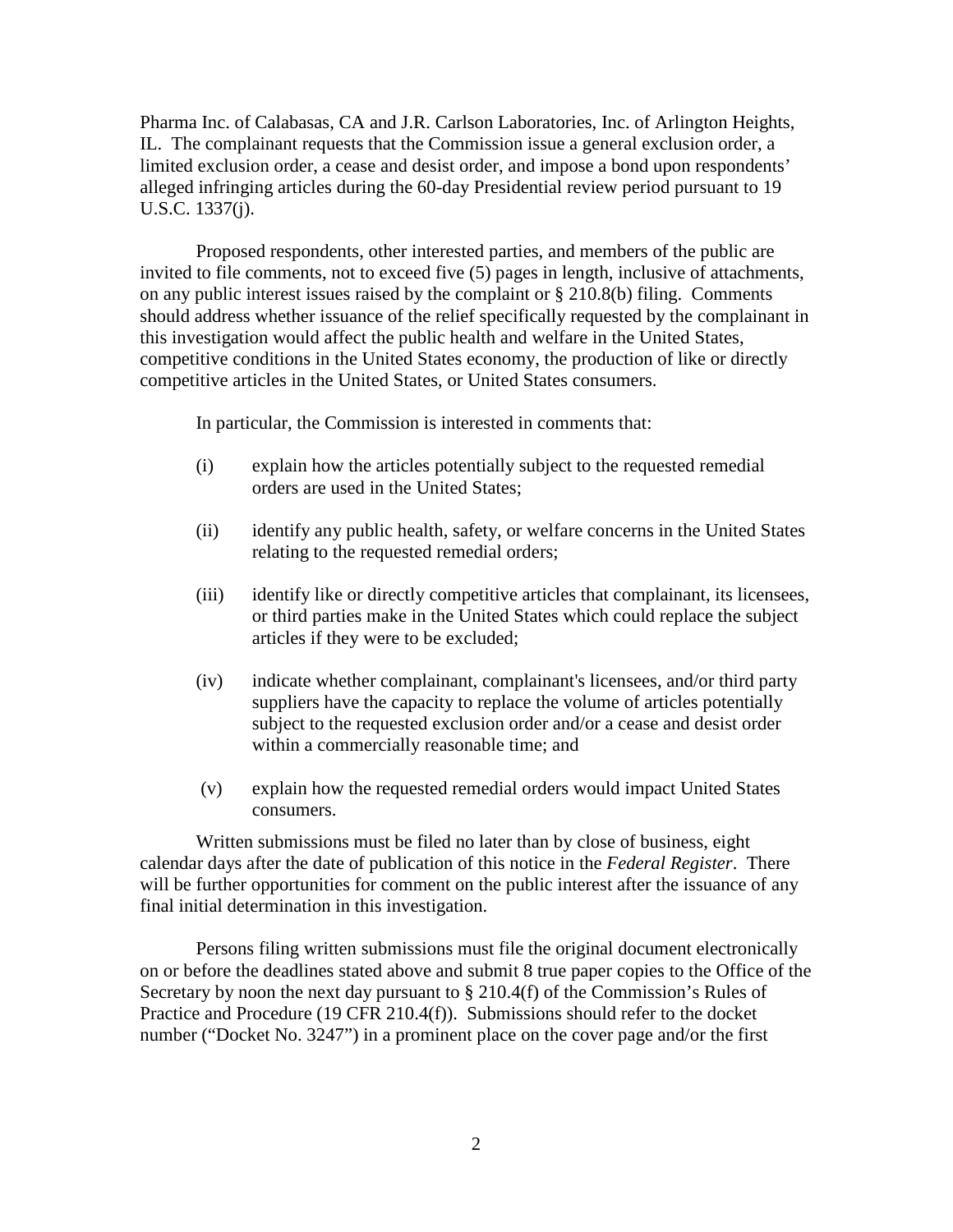Pharma Inc. of Calabasas, CA and J.R. Carlson Laboratories, Inc. of Arlington Heights, IL. The complainant requests that the Commission issue a general exclusion order, a limited exclusion order, a cease and desist order, and impose a bond upon respondents' alleged infringing articles during the 60-day Presidential review period pursuant to 19 U.S.C. 1337(j).

Proposed respondents, other interested parties, and members of the public are invited to file comments, not to exceed five (5) pages in length, inclusive of attachments, on any public interest issues raised by the complaint or § 210.8(b) filing. Comments should address whether issuance of the relief specifically requested by the complainant in this investigation would affect the public health and welfare in the United States, competitive conditions in the United States economy, the production of like or directly competitive articles in the United States, or United States consumers.

In particular, the Commission is interested in comments that:

(i) explain how the articles potentially subject to the requested remedial orders are used in the United States;

(ii) identify any public health, safety, or welfare concerns in the United States relating to the requested remedial orders;

(iii) identify like or directly competitive articles that complainant, its licensees, or third parties make in the United States which could replace the subject articles if they were to be excluded;

(iv) indicate whether complainant, complainant's licensees, and/or third party suppliers have the capacity to replace the volume of articles potentially subject to the requested exclusion order and/or a cease and desist order within a commercially reasonable time; and

(v) explain how the requested remedial orders would impact United States consumers.

Written submissions must be filed no later than by close of business, eight calendar days after the date of publication of this notice in the *Federal Register*. There will be further opportunities for comment on the public interest after the issuance of any final initial determination in this investigation.

Persons filing written submissions must file the original document electronically on or before the deadlines stated above and submit 8 true paper copies to the Office of the Secretary by noon the next day pursuant to § 210.4(f) of the Commission's Rules of Practice and Procedure (19 CFR 210.4(f)). Submissions should refer to the docket number ("Docket No. 3247") in a prominent place on the cover page and/or the first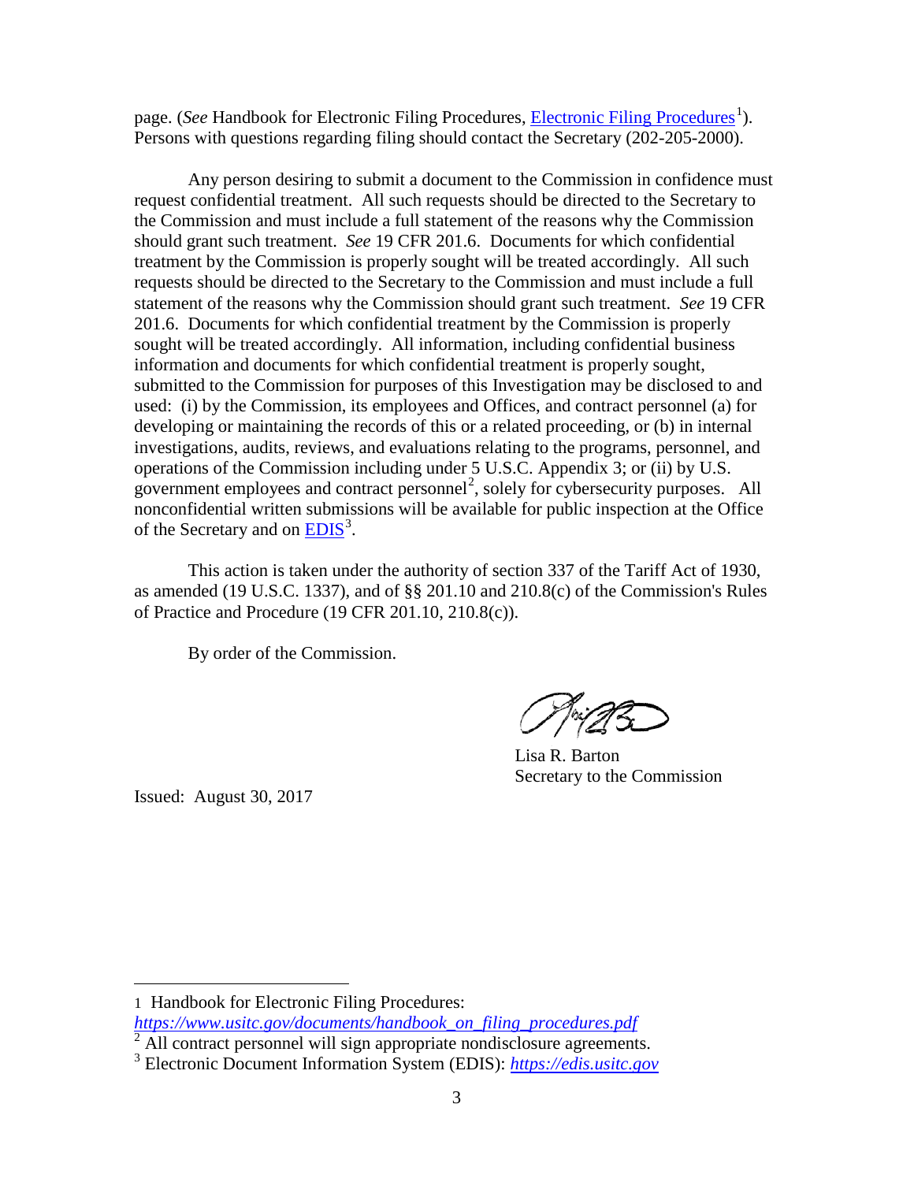page. (*See* Handbook for Electronic Filing Procedures, [Electronic Filing Procedures][1]). Persons with questions regarding filing should contact the Secretary (202-205-2000).

Any person desiring to submit a document to the Commission in confidence must request confidential treatment. All such requests should be directed to the Secretary to the Commission and must include a full statement of the reasons why the Commission should grant such treatment. *See* 19 CFR 201.6. Documents for which confidential treatment by the Commission is properly sought will be treated accordingly. All such requests should be directed to the Secretary to the Commission and must include a full statement of the reasons why the Commission should grant such treatment. *See* 19 CFR 201.6. Documents for which confidential treatment by the Commission is properly sought will be treated accordingly. All information, including confidential business information and documents for which confidential treatment is properly sought, submitted to the Commission for purposes of this Investigation may be disclosed to and used: (i) by the Commission, its employees and Offices, and contract personnel (a) for developing or maintaining the records of this or a related proceeding, or (b) in internal investigations, audits, reviews, and evaluations relating to the programs, personnel, and operations of the Commission including under 5 U.S.C. Appendix 3; or (ii) by U.S. government employees and contract personnel[2], solely for cybersecurity purposes. All nonconfidential written submissions will be available for public inspection at the Office of the Secretary and on [EDIS][3].

This action is taken under the authority of section 337 of the Tariff Act of 1930, as amended (19 U.S.C. 1337), and of §§ 201.10 and 210.8(c) of the Commission's Rules of Practice and Procedure (19 CFR 201.10, 210.8(c)).

By order of the Commission.

Lisa R. Barton
Secretary to the Commission

Issued: August 30, 2017

---

1 Handbook for Electronic Filing Procedures: *https://www.usitc.gov/documents/handbook_on_filing_procedures.pdf*

2 All contract personnel will sign appropriate nondisclosure agreements.

3 Electronic Document Information System (EDIS): *https://edis.usitc.gov*